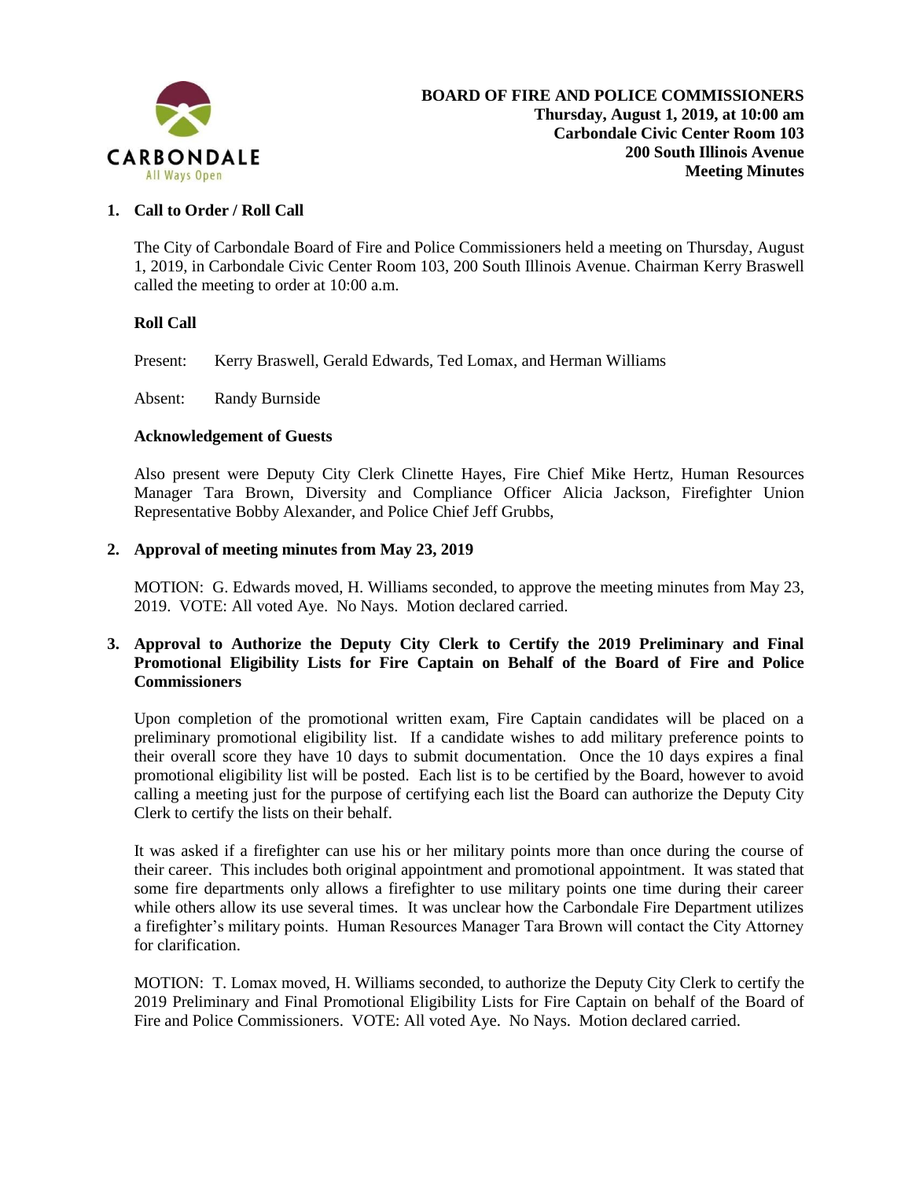CARBONDALE
All Ways Open

**BOARD OF FIRE AND POLICE COMMISSIONERS**
**Thursday, August 1, 2019, at 10:00 am**
**Carbondale Civic Center Room 103**
**200 South Illinois Avenue**
**Meeting Minutes**

## 1. Call to Order / Roll Call

The City of Carbondale Board of Fire and Police Commissioners held a meeting on Thursday, August 1, 2019, in Carbondale Civic Center Room 103, 200 South Illinois Avenue. Chairman Kerry Braswell called the meeting to order at 10:00 a.m.

**Roll Call**

Present: Kerry Braswell, Gerald Edwards, Ted Lomax, and Herman Williams

Absent: Randy Burnside

**Acknowledgement of Guests**

Also present were Deputy City Clerk Clinette Hayes, Fire Chief Mike Hertz, Human Resources Manager Tara Brown, Diversity and Compliance Officer Alicia Jackson, Firefighter Union Representative Bobby Alexander, and Police Chief Jeff Grubbs,

## 2. Approval of meeting minutes from May 23, 2019

MOTION: G. Edwards moved, H. Williams seconded, to approve the meeting minutes from May 23, 2019. VOTE: All voted Aye. No Nays. Motion declared carried.

## 3. Approval to Authorize the Deputy City Clerk to Certify the 2019 Preliminary and Final Promotional Eligibility Lists for Fire Captain on Behalf of the Board of Fire and Police Commissioners

Upon completion of the promotional written exam, Fire Captain candidates will be placed on a preliminary promotional eligibility list. If a candidate wishes to add military preference points to their overall score they have 10 days to submit documentation. Once the 10 days expires a final promotional eligibility list will be posted. Each list is to be certified by the Board, however to avoid calling a meeting just for the purpose of certifying each list the Board can authorize the Deputy City Clerk to certify the lists on their behalf.

It was asked if a firefighter can use his or her military points more than once during the course of their career. This includes both original appointment and promotional appointment. It was stated that some fire departments only allows a firefighter to use military points one time during their career while others allow its use several times. It was unclear how the Carbondale Fire Department utilizes a firefighter's military points. Human Resources Manager Tara Brown will contact the City Attorney for clarification.

MOTION: T. Lomax moved, H. Williams seconded, to authorize the Deputy City Clerk to certify the 2019 Preliminary and Final Promotional Eligibility Lists for Fire Captain on behalf of the Board of Fire and Police Commissioners. VOTE: All voted Aye. No Nays. Motion declared carried.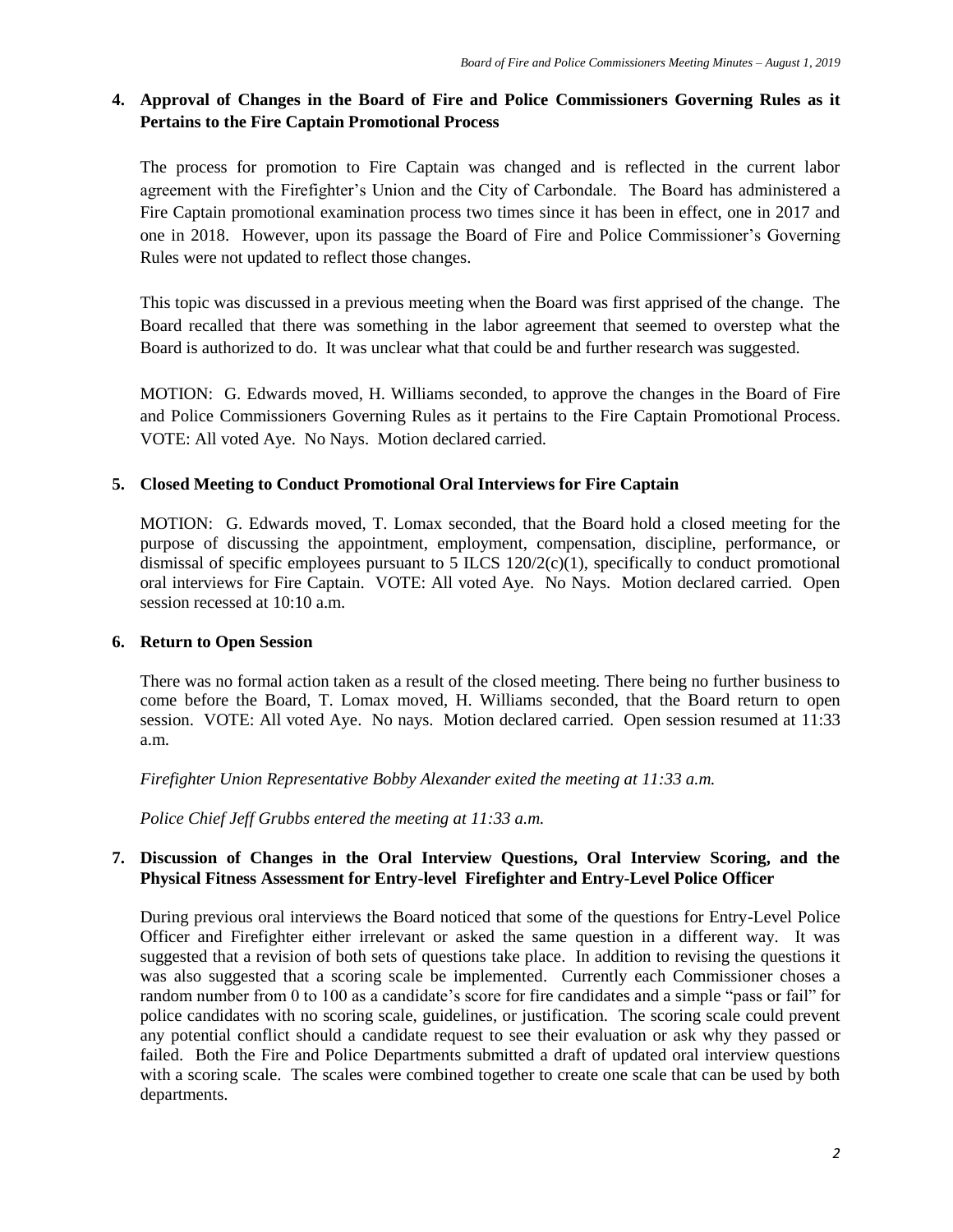**4. Approval of Changes in the Board of Fire and Police Commissioners Governing Rules as it Pertains to the Fire Captain Promotional Process**

The process for promotion to Fire Captain was changed and is reflected in the current labor agreement with the Firefighter's Union and the City of Carbondale. The Board has administered a Fire Captain promotional examination process two times since it has been in effect, one in 2017 and one in 2018. However, upon its passage the Board of Fire and Police Commissioner's Governing Rules were not updated to reflect those changes.

This topic was discussed in a previous meeting when the Board was first apprised of the change. The Board recalled that there was something in the labor agreement that seemed to overstep what the Board is authorized to do. It was unclear what that could be and further research was suggested.

MOTION: G. Edwards moved, H. Williams seconded, to approve the changes in the Board of Fire and Police Commissioners Governing Rules as it pertains to the Fire Captain Promotional Process. VOTE: All voted Aye. No Nays. Motion declared carried.

**5. Closed Meeting to Conduct Promotional Oral Interviews for Fire Captain**

MOTION: G. Edwards moved, T. Lomax seconded, that the Board hold a closed meeting for the purpose of discussing the appointment, employment, compensation, discipline, performance, or dismissal of specific employees pursuant to 5 ILCS 120/2(c)(1), specifically to conduct promotional oral interviews for Fire Captain. VOTE: All voted Aye. No Nays. Motion declared carried. Open session recessed at 10:10 a.m.

**6. Return to Open Session**

There was no formal action taken as a result of the closed meeting. There being no further business to come before the Board, T. Lomax moved, H. Williams seconded, that the Board return to open session. VOTE: All voted Aye. No nays. Motion declared carried. Open session resumed at 11:33 a.m.

*Firefighter Union Representative Bobby Alexander exited the meeting at 11:33 a.m.*

*Police Chief Jeff Grubbs entered the meeting at 11:33 a.m.*

**7. Discussion of Changes in the Oral Interview Questions, Oral Interview Scoring, and the Physical Fitness Assessment for Entry-level Firefighter and Entry-Level Police Officer**

During previous oral interviews the Board noticed that some of the questions for Entry-Level Police Officer and Firefighter either irrelevant or asked the same question in a different way. It was suggested that a revision of both sets of questions take place. In addition to revising the questions it was also suggested that a scoring scale be implemented. Currently each Commissioner choses a random number from 0 to 100 as a candidate's score for fire candidates and a simple "pass or fail" for police candidates with no scoring scale, guidelines, or justification. The scoring scale could prevent any potential conflict should a candidate request to see their evaluation or ask why they passed or failed. Both the Fire and Police Departments submitted a draft of updated oral interview questions with a scoring scale. The scales were combined together to create one scale that can be used by both departments.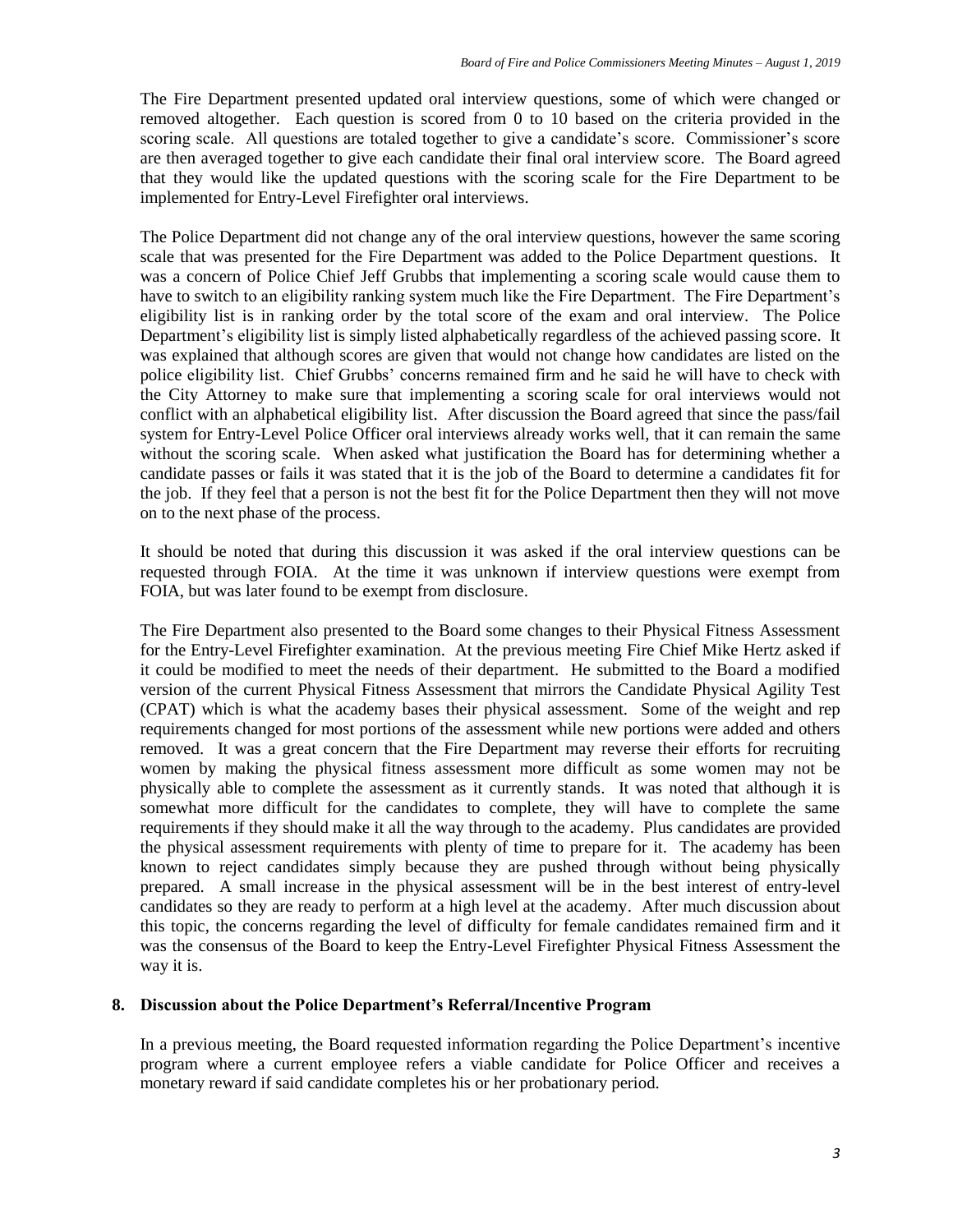The Fire Department presented updated oral interview questions, some of which were changed or removed altogether. Each question is scored from 0 to 10 based on the criteria provided in the scoring scale. All questions are totaled together to give a candidate's score. Commissioner's score are then averaged together to give each candidate their final oral interview score. The Board agreed that they would like the updated questions with the scoring scale for the Fire Department to be implemented for Entry-Level Firefighter oral interviews.

The Police Department did not change any of the oral interview questions, however the same scoring scale that was presented for the Fire Department was added to the Police Department questions. It was a concern of Police Chief Jeff Grubbs that implementing a scoring scale would cause them to have to switch to an eligibility ranking system much like the Fire Department. The Fire Department's eligibility list is in ranking order by the total score of the exam and oral interview. The Police Department's eligibility list is simply listed alphabetically regardless of the achieved passing score. It was explained that although scores are given that would not change how candidates are listed on the police eligibility list. Chief Grubbs' concerns remained firm and he said he will have to check with the City Attorney to make sure that implementing a scoring scale for oral interviews would not conflict with an alphabetical eligibility list. After discussion the Board agreed that since the pass/fail system for Entry-Level Police Officer oral interviews already works well, that it can remain the same without the scoring scale. When asked what justification the Board has for determining whether a candidate passes or fails it was stated that it is the job of the Board to determine a candidates fit for the job. If they feel that a person is not the best fit for the Police Department then they will not move on to the next phase of the process.

It should be noted that during this discussion it was asked if the oral interview questions can be requested through FOIA. At the time it was unknown if interview questions were exempt from FOIA, but was later found to be exempt from disclosure.

The Fire Department also presented to the Board some changes to their Physical Fitness Assessment for the Entry-Level Firefighter examination. At the previous meeting Fire Chief Mike Hertz asked if it could be modified to meet the needs of their department. He submitted to the Board a modified version of the current Physical Fitness Assessment that mirrors the Candidate Physical Agility Test (CPAT) which is what the academy bases their physical assessment. Some of the weight and rep requirements changed for most portions of the assessment while new portions were added and others removed. It was a great concern that the Fire Department may reverse their efforts for recruiting women by making the physical fitness assessment more difficult as some women may not be physically able to complete the assessment as it currently stands. It was noted that although it is somewhat more difficult for the candidates to complete, they will have to complete the same requirements if they should make it all the way through to the academy. Plus candidates are provided the physical assessment requirements with plenty of time to prepare for it. The academy has been known to reject candidates simply because they are pushed through without being physically prepared. A small increase in the physical assessment will be in the best interest of entry-level candidates so they are ready to perform at a high level at the academy. After much discussion about this topic, the concerns regarding the level of difficulty for female candidates remained firm and it was the consensus of the Board to keep the Entry-Level Firefighter Physical Fitness Assessment the way it is.

**8. Discussion about the Police Department's Referral/Incentive Program**

In a previous meeting, the Board requested information regarding the Police Department's incentive program where a current employee refers a viable candidate for Police Officer and receives a monetary reward if said candidate completes his or her probationary period.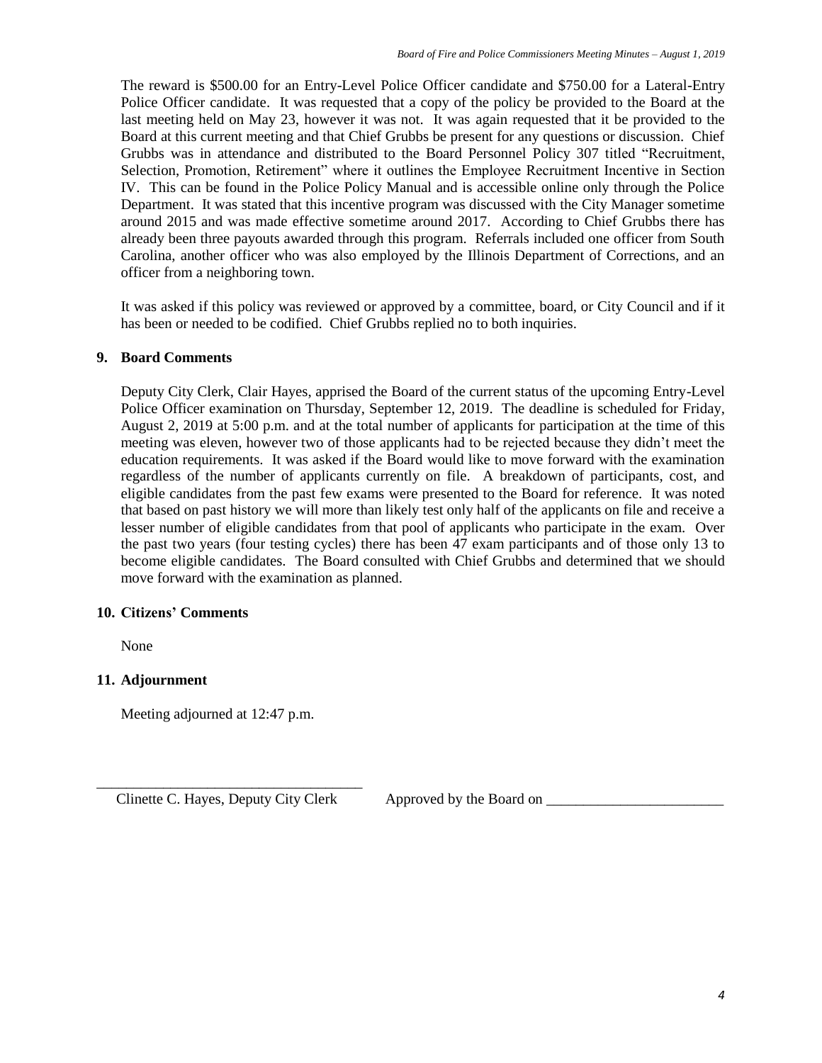The reward is $500.00 for an Entry-Level Police Officer candidate and $750.00 for a Lateral-Entry Police Officer candidate. It was requested that a copy of the policy be provided to the Board at the last meeting held on May 23, however it was not. It was again requested that it be provided to the Board at this current meeting and that Chief Grubbs be present for any questions or discussion. Chief Grubbs was in attendance and distributed to the Board Personnel Policy 307 titled "Recruitment, Selection, Promotion, Retirement" where it outlines the Employee Recruitment Incentive in Section IV. This can be found in the Police Policy Manual and is accessible online only through the Police Department. It was stated that this incentive program was discussed with the City Manager sometime around 2015 and was made effective sometime around 2017. According to Chief Grubbs there has already been three payouts awarded through this program. Referrals included one officer from South Carolina, another officer who was also employed by the Illinois Department of Corrections, and an officer from a neighboring town.

It was asked if this policy was reviewed or approved by a committee, board, or City Council and if it has been or needed to be codified. Chief Grubbs replied no to both inquiries.

**9. Board Comments**

Deputy City Clerk, Clair Hayes, apprised the Board of the current status of the upcoming Entry-Level Police Officer examination on Thursday, September 12, 2019. The deadline is scheduled for Friday, August 2, 2019 at 5:00 p.m. and at the total number of applicants for participation at the time of this meeting was eleven, however two of those applicants had to be rejected because they didn't meet the education requirements. It was asked if the Board would like to move forward with the examination regardless of the number of applicants currently on file. A breakdown of participants, cost, and eligible candidates from the past few exams were presented to the Board for reference. It was noted that based on past history we will more than likely test only half of the applicants on file and receive a lesser number of eligible candidates from that pool of applicants who participate in the exam. Over the past two years (four testing cycles) there has been 47 exam participants and of those only 13 to become eligible candidates. The Board consulted with Chief Grubbs and determined that we should move forward with the examination as planned.

**10. Citizens' Comments**

None

**11. Adjournment**

Meeting adjourned at 12:47 p.m.

\_\_\_\_\_\_\_\_\_\_\_\_\_\_\_\_\_\_\_\_\_\_\_\_\_\_\_\_\_\_\_\_\_\_\_\_
Clinette C. Hayes, Deputy City Clerk

Approved by the Board on \_\_\_\_\_\_\_\_\_\_\_\_\_\_\_\_\_\_\_\_\_\_\_\_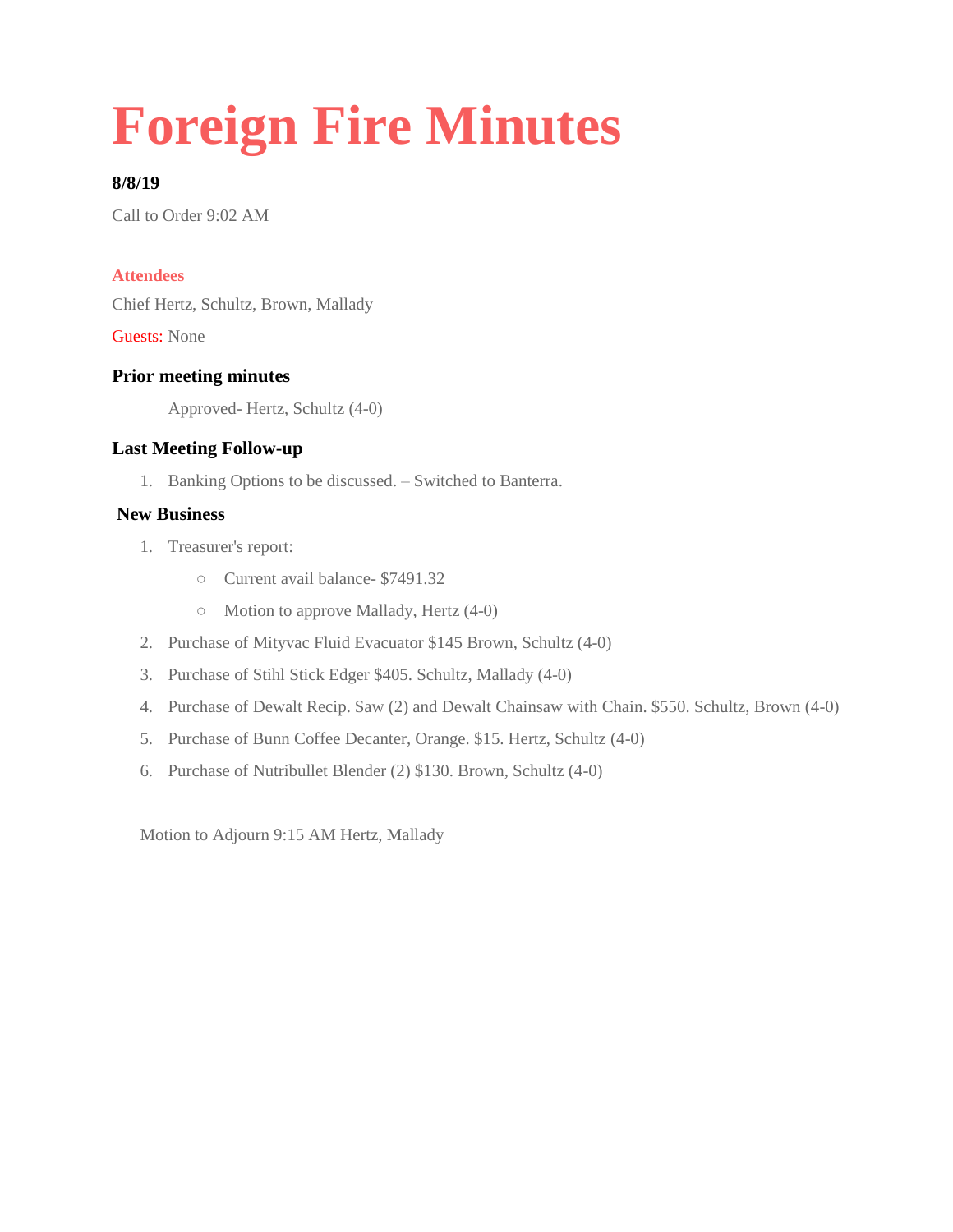# Foreign Fire Minutes

**8/8/19**

Call to Order 9:02 AM

### Attendees

Chief Hertz, Schultz, Brown, Mallady

Guests: None

### Prior meeting minutes

Approved- Hertz, Schultz (4-0)

### Last Meeting Follow-up

1. Banking Options to be discussed. – Switched to Banterra.

### New Business

1. Treasurer's report:
   - Current avail balance- $7491.32
   - Motion to approve Mallady, Hertz (4-0)
2. Purchase of Mityvac Fluid Evacuator $145 Brown, Schultz (4-0)
3. Purchase of Stihl Stick Edger $405. Schultz, Mallady (4-0)
4. Purchase of Dewalt Recip. Saw (2) and Dewalt Chainsaw with Chain. $550. Schultz, Brown (4-0)
5. Purchase of Bunn Coffee Decanter, Orange. $15. Hertz, Schultz (4-0)
6. Purchase of Nutribullet Blender (2) $130. Brown, Schultz (4-0)

Motion to Adjourn 9:15 AM Hertz, Mallady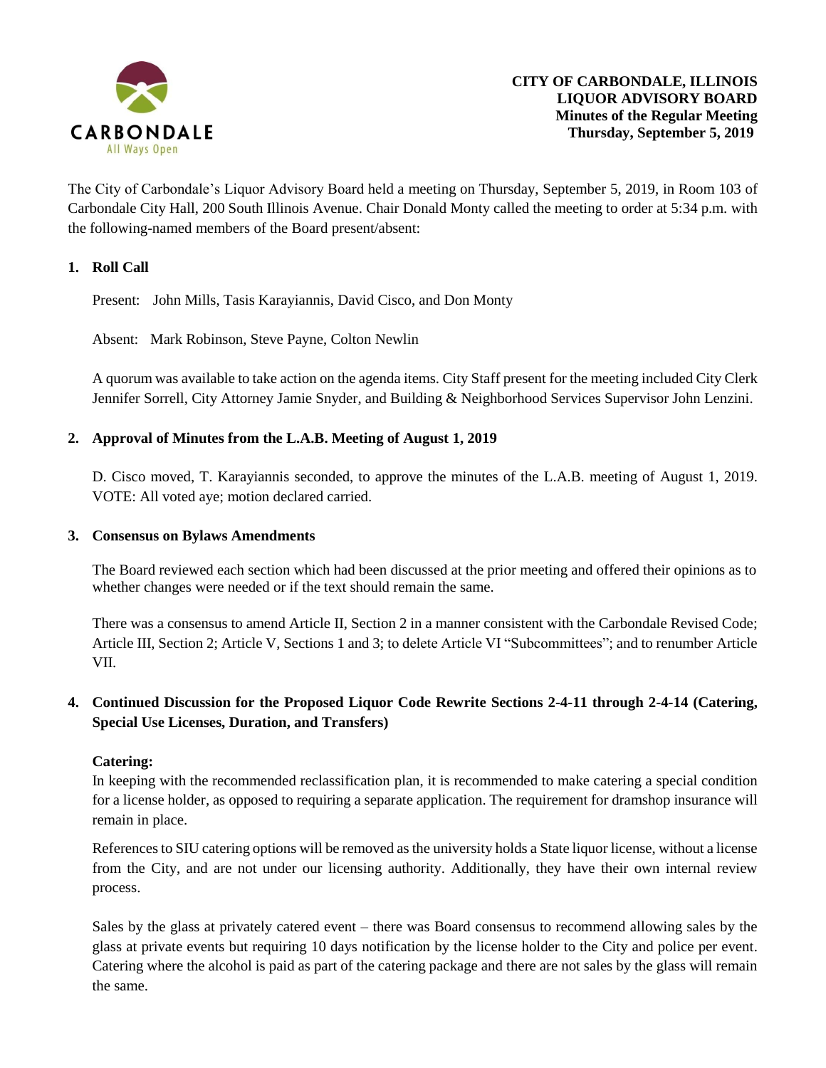**CITY OF CARBONDALE, ILLINOIS**
**LIQUOR ADVISORY BOARD**
**Minutes of the Regular Meeting**
**Thursday, September 5, 2019**

The City of Carbondale's Liquor Advisory Board held a meeting on Thursday, September 5, 2019, in Room 103 of Carbondale City Hall, 200 South Illinois Avenue. Chair Donald Monty called the meeting to order at 5:34 p.m. with the following-named members of the Board present/absent:

1. **Roll Call**

   Present: John Mills, Tasis Karayiannis, David Cisco, and Don Monty

   Absent: Mark Robinson, Steve Payne, Colton Newlin

   A quorum was available to take action on the agenda items. City Staff present for the meeting included City Clerk Jennifer Sorrell, City Attorney Jamie Snyder, and Building & Neighborhood Services Supervisor John Lenzini.

2. **Approval of Minutes from the L.A.B. Meeting of August 1, 2019**

   D. Cisco moved, T. Karayiannis seconded, to approve the minutes of the L.A.B. meeting of August 1, 2019. VOTE: All voted aye; motion declared carried.

3. **Consensus on Bylaws Amendments**

   The Board reviewed each section which had been discussed at the prior meeting and offered their opinions as to whether changes were needed or if the text should remain the same.

   There was a consensus to amend Article II, Section 2 in a manner consistent with the Carbondale Revised Code; Article III, Section 2; Article V, Sections 1 and 3; to delete Article VI "Subcommittees"; and to renumber Article VII.

4. **Continued Discussion for the Proposed Liquor Code Rewrite Sections 2-4-11 through 2-4-14 (Catering, Special Use Licenses, Duration, and Transfers)**

   **Catering:**
   In keeping with the recommended reclassification plan, it is recommended to make catering a special condition for a license holder, as opposed to requiring a separate application. The requirement for dramshop insurance will remain in place.

   References to SIU catering options will be removed as the university holds a State liquor license, without a license from the City, and are not under our licensing authority. Additionally, they have their own internal review process.

   Sales by the glass at privately catered event – there was Board consensus to recommend allowing sales by the glass at private events but requiring 10 days notification by the license holder to the City and police per event. Catering where the alcohol is paid as part of the catering package and there are not sales by the glass will remain the same.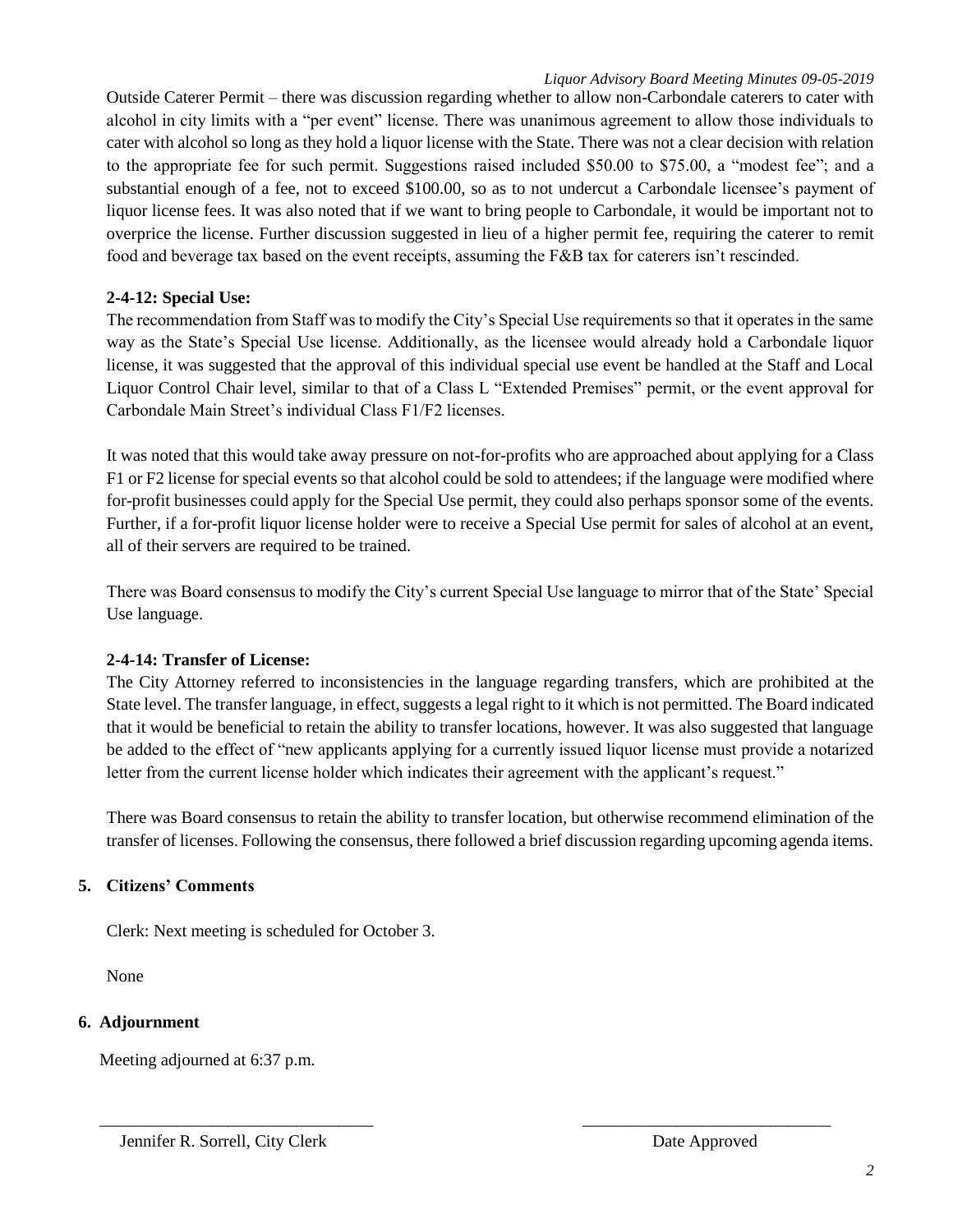Outside Caterer Permit – there was discussion regarding whether to allow non-Carbondale caterers to cater with alcohol in city limits with a "per event" license. There was unanimous agreement to allow those individuals to cater with alcohol so long as they hold a liquor license with the State. There was not a clear decision with relation to the appropriate fee for such permit. Suggestions raised included $50.00 to $75.00, a "modest fee"; and a substantial enough of a fee, not to exceed $100.00, so as to not undercut a Carbondale licensee's payment of liquor license fees. It was also noted that if we want to bring people to Carbondale, it would be important not to overprice the license. Further discussion suggested in lieu of a higher permit fee, requiring the caterer to remit food and beverage tax based on the event receipts, assuming the F&B tax for caterers isn't rescinded.

**2-4-12: Special Use:**

The recommendation from Staff was to modify the City's Special Use requirements so that it operates in the same way as the State's Special Use license. Additionally, as the licensee would already hold a Carbondale liquor license, it was suggested that the approval of this individual special use event be handled at the Staff and Local Liquor Control Chair level, similar to that of a Class L "Extended Premises" permit, or the event approval for Carbondale Main Street's individual Class F1/F2 licenses.

It was noted that this would take away pressure on not-for-profits who are approached about applying for a Class F1 or F2 license for special events so that alcohol could be sold to attendees; if the language were modified where for-profit businesses could apply for the Special Use permit, they could also perhaps sponsor some of the events. Further, if a for-profit liquor license holder were to receive a Special Use permit for sales of alcohol at an event, all of their servers are required to be trained.

There was Board consensus to modify the City's current Special Use language to mirror that of the State' Special Use language.

**2-4-14: Transfer of License:**

The City Attorney referred to inconsistencies in the language regarding transfers, which are prohibited at the State level. The transfer language, in effect, suggests a legal right to it which is not permitted. The Board indicated that it would be beneficial to retain the ability to transfer locations, however. It was also suggested that language be added to the effect of "new applicants applying for a currently issued liquor license must provide a notarized letter from the current license holder which indicates their agreement with the applicant's request."

There was Board consensus to retain the ability to transfer location, but otherwise recommend elimination of the transfer of licenses. Following the consensus, there followed a brief discussion regarding upcoming agenda items.

## 5. Citizens' Comments

Clerk: Next meeting is scheduled for October 3.

None

## 6. Adjournment

Meeting adjourned at 6:37 p.m.

\_\_\_\_\_\_\_\_\_\_\_\_\_\_\_\_\_\_\_\_\_\_\_\_\_\_\_\_\_\_\_\_ \_\_\_\_\_\_\_\_\_\_\_\_\_\_\_\_\_\_\_\_\_\_\_\_\_\_\_\_\_\_

Jennifer R. Sorrell, City Clerk Date Approved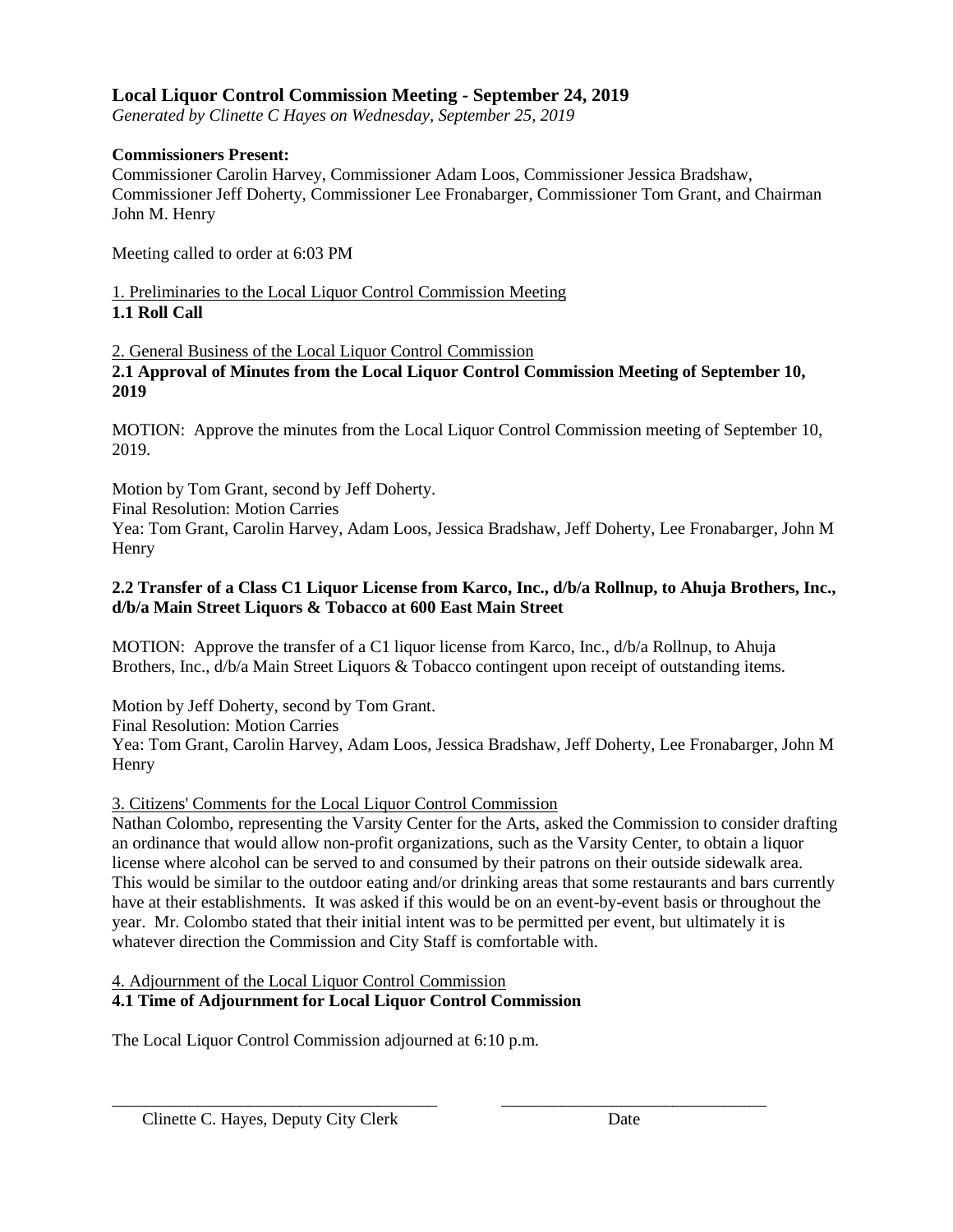# Local Liquor Control Commission Meeting - September 24, 2019

*Generated by Clinette C Hayes on Wednesday, September 25, 2019*

**Commissioners Present:**

Commissioner Carolin Harvey, Commissioner Adam Loos, Commissioner Jessica Bradshaw, Commissioner Jeff Doherty, Commissioner Lee Fronabarger, Commissioner Tom Grant, and Chairman John M. Henry

Meeting called to order at 6:03 PM

1. Preliminaries to the Local Liquor Control Commission Meeting

**1.1 Roll Call**

2. General Business of the Local Liquor Control Commission

**2.1 Approval of Minutes from the Local Liquor Control Commission Meeting of September 10, 2019**

MOTION: Approve the minutes from the Local Liquor Control Commission meeting of September 10, 2019.

Motion by Tom Grant, second by Jeff Doherty.
Final Resolution: Motion Carries
Yea: Tom Grant, Carolin Harvey, Adam Loos, Jessica Bradshaw, Jeff Doherty, Lee Fronabarger, John M Henry

**2.2 Transfer of a Class C1 Liquor License from Karco, Inc., d/b/a Rollnup, to Ahuja Brothers, Inc., d/b/a Main Street Liquors & Tobacco at 600 East Main Street**

MOTION: Approve the transfer of a C1 liquor license from Karco, Inc., d/b/a Rollnup, to Ahuja Brothers, Inc., d/b/a Main Street Liquors & Tobacco contingent upon receipt of outstanding items.

Motion by Jeff Doherty, second by Tom Grant.
Final Resolution: Motion Carries
Yea: Tom Grant, Carolin Harvey, Adam Loos, Jessica Bradshaw, Jeff Doherty, Lee Fronabarger, John M Henry

3. Citizens' Comments for the Local Liquor Control Commission

Nathan Colombo, representing the Varsity Center for the Arts, asked the Commission to consider drafting an ordinance that would allow non-profit organizations, such as the Varsity Center, to obtain a liquor license where alcohol can be served to and consumed by their patrons on their outside sidewalk area. This would be similar to the outdoor eating and/or drinking areas that some restaurants and bars currently have at their establishments. It was asked if this would be on an event-by-event basis or throughout the year. Mr. Colombo stated that their initial intent was to be permitted per event, but ultimately it is whatever direction the Commission and City Staff is comfortable with.

4. Adjournment of the Local Liquor Control Commission

**4.1 Time of Adjournment for Local Liquor Control Commission**

The Local Liquor Control Commission adjourned at 6:10 p.m.

\_\_\_\_\_\_\_\_\_\_\_\_\_\_\_\_\_\_\_\_\_\_\_\_\_\_\_\_\_\_\_\_\_\_\_\_\_\_ \_\_\_\_\_\_\_\_\_\_\_\_\_\_\_\_\_\_\_\_\_\_\_\_\_\_\_\_\_\_\_\_

Clinette C. Hayes, Deputy City Clerk Date